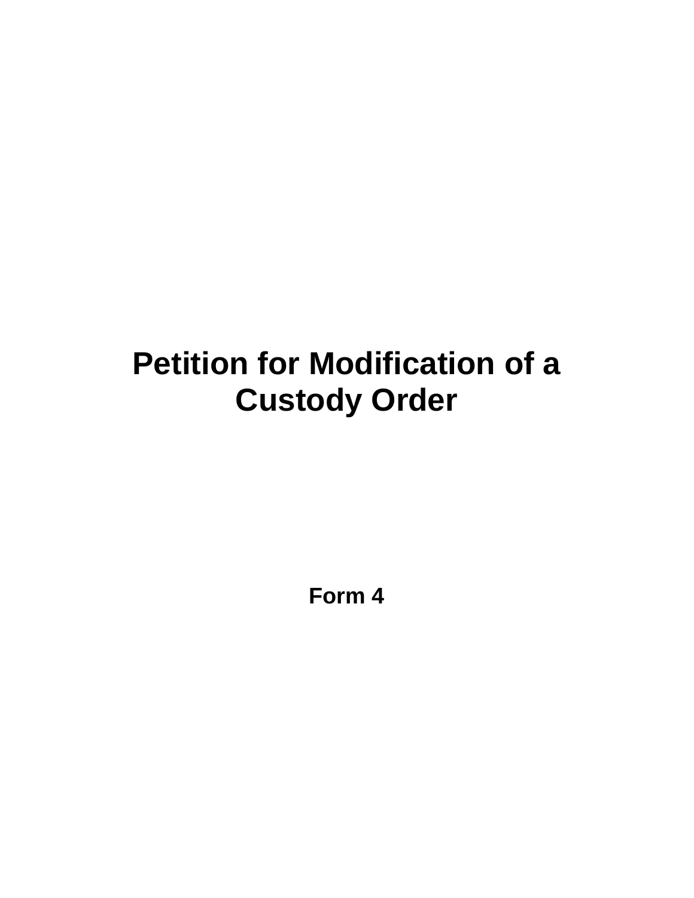# Petition for Modification of a Custody Order

**Form 4**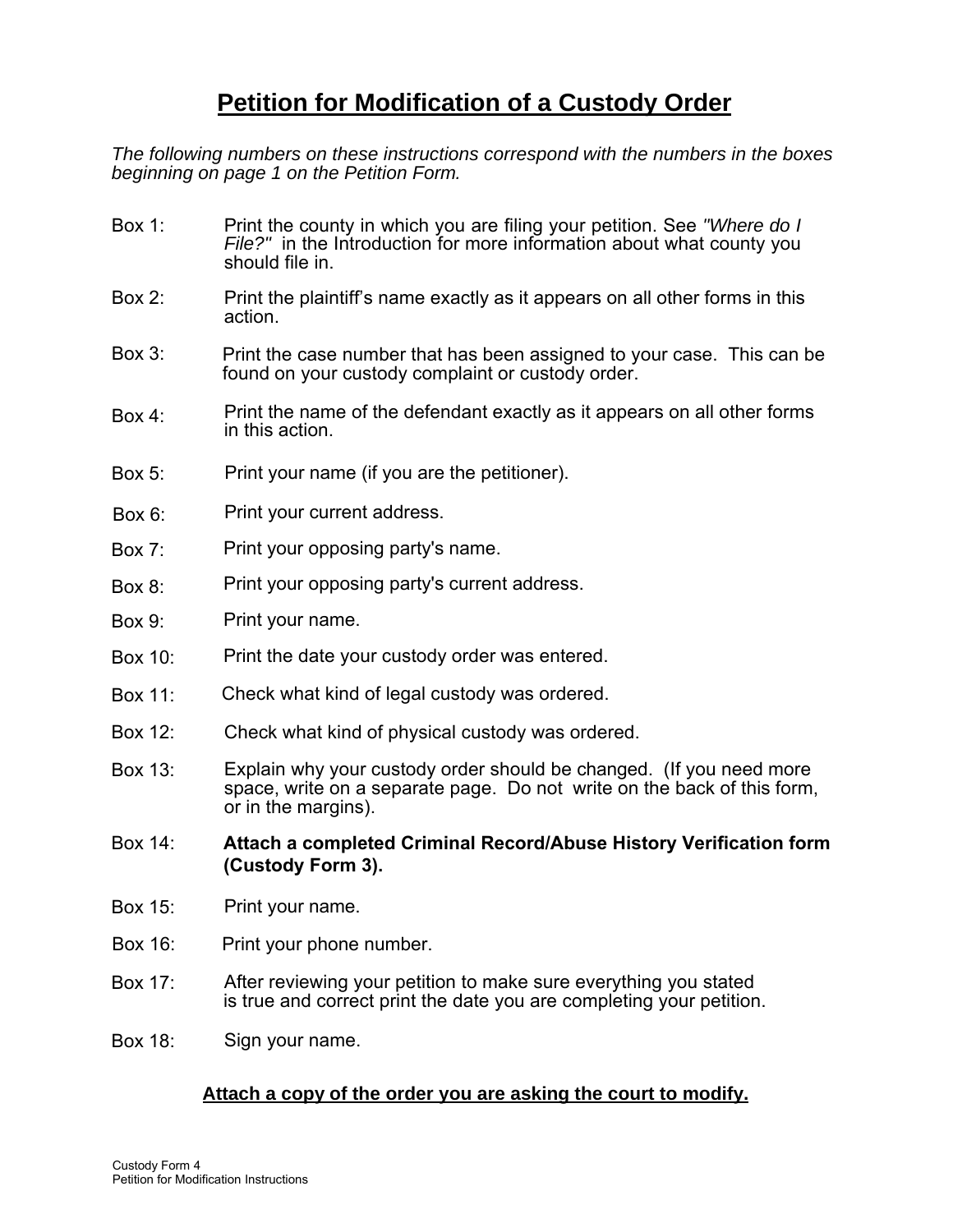# Petition for Modification of a Custody Order

*The following numbers on these instructions correspond with the numbers in the boxes beginning on page 1 on the Petition Form.*

Box 1: Print the county in which you are filing your petition. See *"Where do I File?"* in the Introduction for more information about what county you should file in.

Box 2: Print the plaintiff's name exactly as it appears on all other forms in this action.

Box 3: Print the case number that has been assigned to your case. This can be found on your custody complaint or custody order.

Box 4: Print the name of the defendant exactly as it appears on all other forms in this action.

Box 5: Print your name (if you are the petitioner).

Box 6: Print your current address.

Box 7: Print your opposing party's name.

Box 8: Print your opposing party's current address.

Box 9: Print your name.

Box 10: Print the date your custody order was entered.

Box 11: Check what kind of legal custody was ordered.

Box 12: Check what kind of physical custody was ordered.

Box 13: Explain why your custody order should be changed. (If you need more space, write on a separate page. Do not write on the back of this form, or in the margins).

Box 14: **Attach a completed Criminal Record/Abuse History Verification form (Custody Form 3).**

Box 15: Print your name.

Box 16: Print your phone number.

Box 17: After reviewing your petition to make sure everything you stated is true and correct print the date you are completing your petition.

Box 18: Sign your name.

**Attach a copy of the order you are asking the court to modify.**

Custody Form 4
Petition for Modification Instructions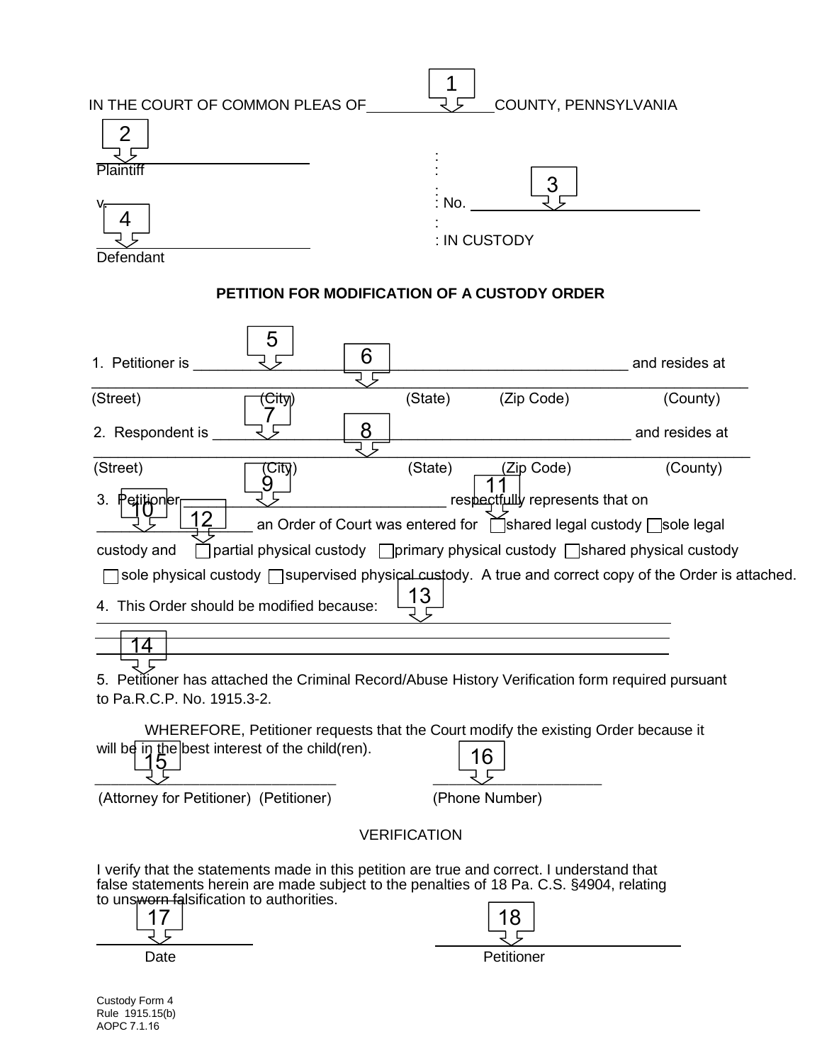1

IN THE COURT OF COMMON PLEAS OF ______________ COUNTY, PENNSYLVANIA

2

______________________
Plaintiff

v.

4

______________________
Defendant

: 
: 
: 
: No. ______________________ 3
: 
: IN CUSTODY

**PETITION FOR MODIFICATION OF A CUSTODY ORDER**

1. Petitioner is ________________ 5 ________________ 6 ________________ and resides at

________________________________________________________________

(Street) (City) (State) (Zip Code) (County)

2. Respondent is ________________ 7 ________________ 8 ________________ and resides at

________________________________________________________________

(Street) (City) (State) (Zip Code) (County)

3. Petitioner 9 ______________________ respectfully represents that on 10 11

_____________ 12 an Order of Court was entered for ☐ shared legal custody ☐ sole legal custody and ☐ partial physical custody ☐ primary physical custody ☐ shared physical custody ☐ sole physical custody ☐ supervised physical custody. A true and correct copy of the Order is attached.

4. This Order should be modified because: 13

________________________________________________________________

________________________________________________________________

14 ________________________________________________________________

5. Petitioner has attached the Criminal Record/Abuse History Verification form required pursuant to Pa.R.C.P. No. 1915.3-2.

WHEREFORE, Petitioner requests that the Court modify the existing Order because it will be in the best interest of the child(ren).

15

______________________________
(Attorney for Petitioner) (Petitioner)

16

______________________
(Phone Number)

VERIFICATION

I verify that the statements made in this petition are true and correct. I understand that false statements herein are made subject to the penalties of 18 Pa. C.S. §4904, relating to unsworn falsification to authorities.

17

______________________
Date

18

______________________
Petitioner

Custody Form 4
Rule 1915.15(b)
AOPC 7.1.16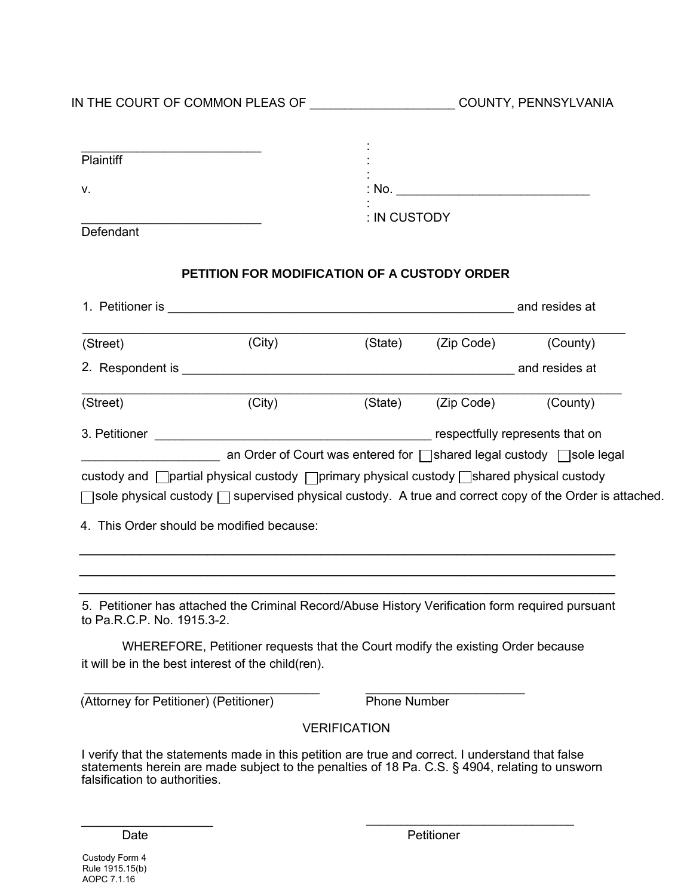IN THE COURT OF COMMON PLEAS OF ____________________ COUNTY, PENNSYLVANIA

| | |
|---|---|
| _________________________ | : |
| Plaintiff | : |
| | : |
| v. | : No. ___________________________ |
| | : |
| _________________________ | : IN CUSTODY |
| Defendant | |

## PETITION FOR MODIFICATION OF A CUSTODY ORDER

1. Petitioner is ________________________________________________ and resides at

_____________________________________________________________________________

(Street) (City) (State) (Zip Code) (County)

2. Respondent is ______________________________________________ and resides at

_____________________________________________________________________________

(Street) (City) (State) (Zip Code) (County)

3. Petitioner _______________________________________ respectfully represents that on ___________________ an Order of Court was entered for ☐ shared legal custody ☐ sole legal custody and ☐ partial physical custody ☐ primary physical custody ☐ shared physical custody ☐ sole physical custody ☐ supervised physical custody. A true and correct copy of the Order is attached.

4. This Order should be modified because:

_____________________________________________________________________________

_____________________________________________________________________________

_____________________________________________________________________________

5. Petitioner has attached the Criminal Record/Abuse History Verification form required pursuant to Pa.R.C.P. No. 1915.3-2.

WHEREFORE, Petitioner requests that the Court modify the existing Order because it will be in the best interest of the child(ren).

_________________________________ _______________________

(Attorney for Petitioner) (Petitioner) Phone Number

VERIFICATION

I verify that the statements made in this petition are true and correct. I understand that false statements herein are made subject to the penalties of 18 Pa. C.S. § 4904, relating to unsworn falsification to authorities.

___________________ _____________________________

Date Petitioner

Custody Form 4
Rule 1915.15(b)
AOPC 7.1.16